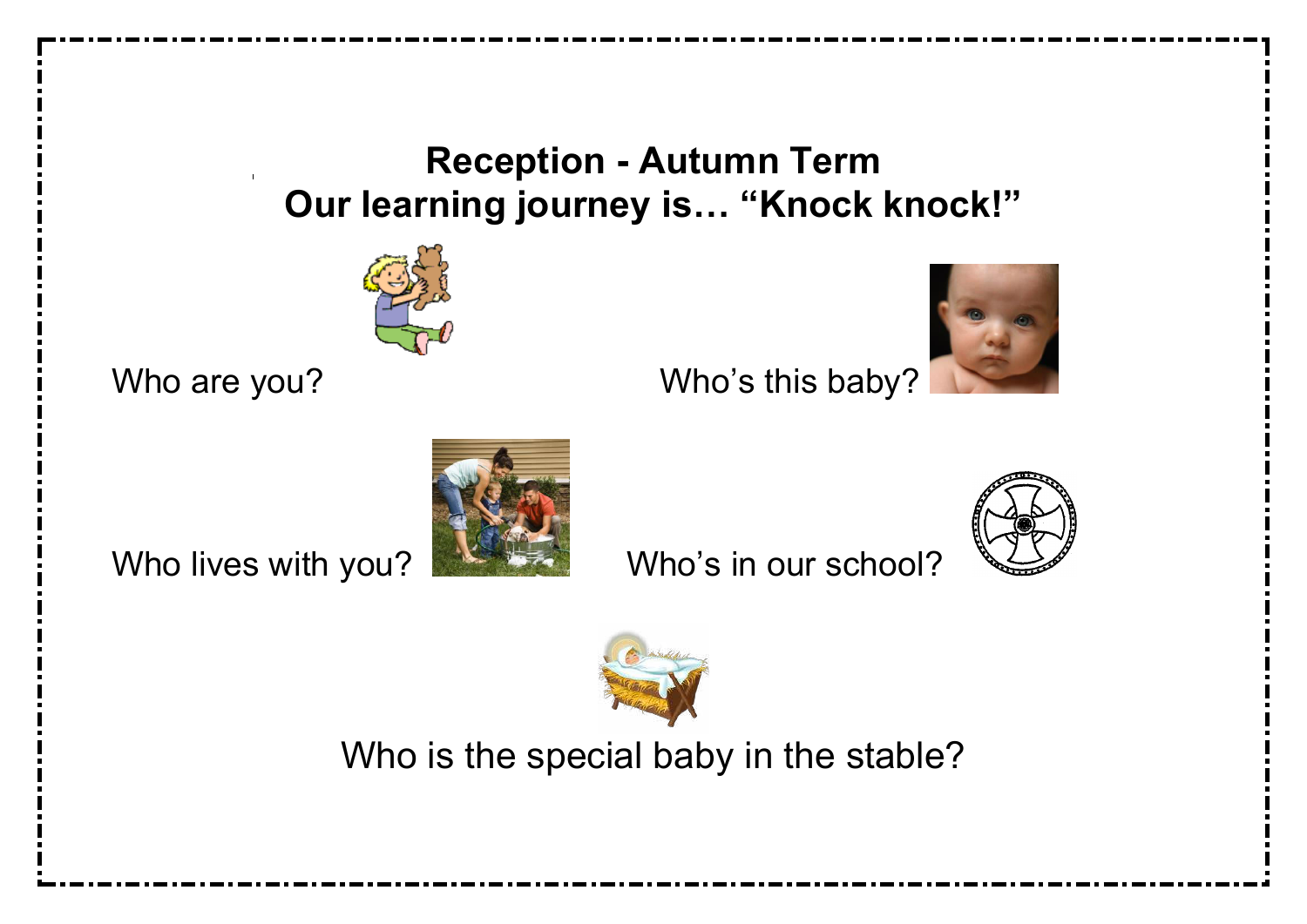# Reception - Autumn Term
## Our learning journey is… "Knock knock!"

Who are you?

Who's this baby?

Who lives with you?

Who's in our school?

Who is the special baby in the stable?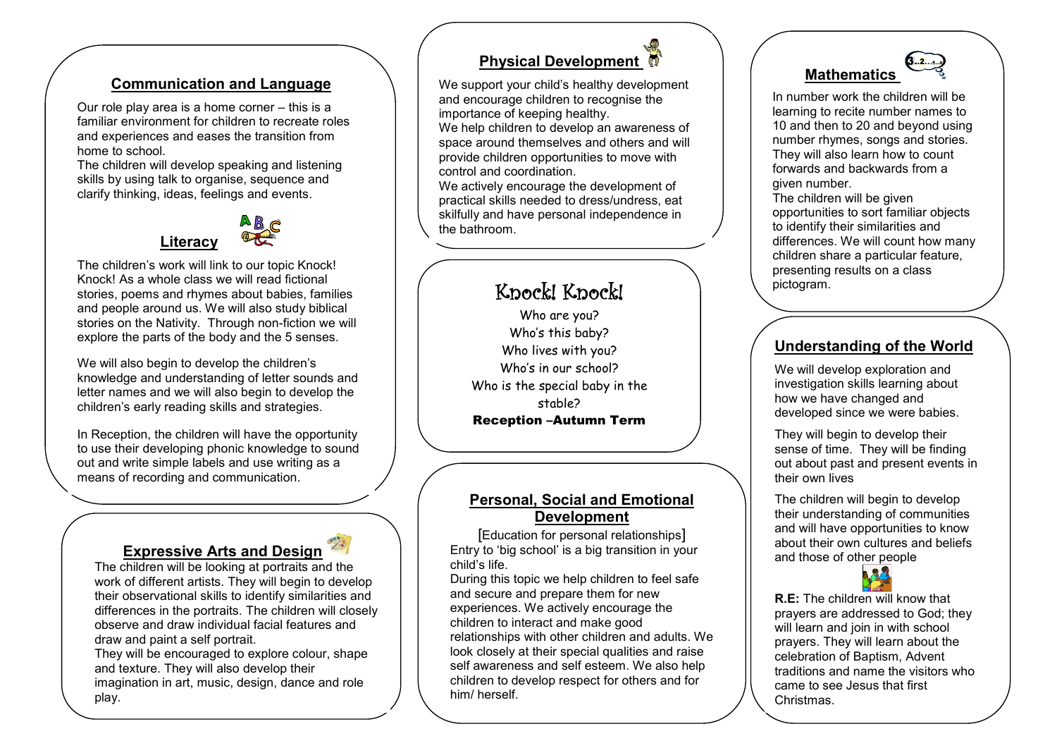## Communication and Language

Our role play area is a home corner – this is a familiar environment for children to recreate roles and experiences and eases the transition from home to school.

The children will develop speaking and listening skills by using talk to organise, sequence and clarify thinking, ideas, feelings and events.

## Literacy

The children's work will link to our topic Knock! Knock! As a whole class we will read fictional stories, poems and rhymes about babies, families and people around us. We will also study biblical stories on the Nativity. Through non-fiction we will explore the parts of the body and the 5 senses.

We will also begin to develop the children's knowledge and understanding of letter sounds and letter names and we will also begin to develop the children's early reading skills and strategies.

In Reception, the children will have the opportunity to use their developing phonic knowledge to sound out and write simple labels and use writing as a means of recording and communication.

## Expressive Arts and Design

The children will be looking at portraits and the work of different artists. They will begin to develop their observational skills to identify similarities and differences in the portraits. The children will closely observe and draw individual facial features and draw and paint a self portrait.

They will be encouraged to explore colour, shape and texture. They will also develop their imagination in art, music, design, dance and role play.

## Physical Development

We support your child's healthy development and encourage children to recognise the importance of keeping healthy.

We help children to develop an awareness of space around themselves and others and will provide children opportunities to move with control and coordination.

We actively encourage the development of practical skills needed to dress/undress, eat skilfully and have personal independence in the bathroom.

# Knock! Knock!

Who are you?
Who's this baby?
Who lives with you?
Who's in our school?
Who is the special baby in the stable?

**Reception –Autumn Term**

## Personal, Social and Emotional Development

[Education for personal relationships]

Entry to 'big school' is a big transition in your child's life.

During this topic we help children to feel safe and secure and prepare them for new experiences. We actively encourage the children to interact and make good relationships with other children and adults. We look closely at their special qualities and raise self awareness and self esteem. We also help children to develop respect for others and for him/ herself.

## Mathematics

In number work the children will be learning to recite number names to 10 and then to 20 and beyond using number rhymes, songs and stories. They will also learn how to count forwards and backwards from a given number.

The children will be given opportunities to sort familiar objects to identify their similarities and differences. We will count how many children share a particular feature, presenting results on a class pictogram.

## Understanding of the World

We will develop exploration and investigation skills learning about how we have changed and developed since we were babies.

They will begin to develop their sense of time. They will be finding out about past and present events in their own lives

The children will begin to develop their understanding of communities and will have opportunities to know about their own cultures and beliefs and those of other people

**R.E:** The children will know that prayers are addressed to God; they will learn and join in with school prayers. They will learn about the celebration of Baptism, Advent traditions and name the visitors who came to see Jesus that first Christmas.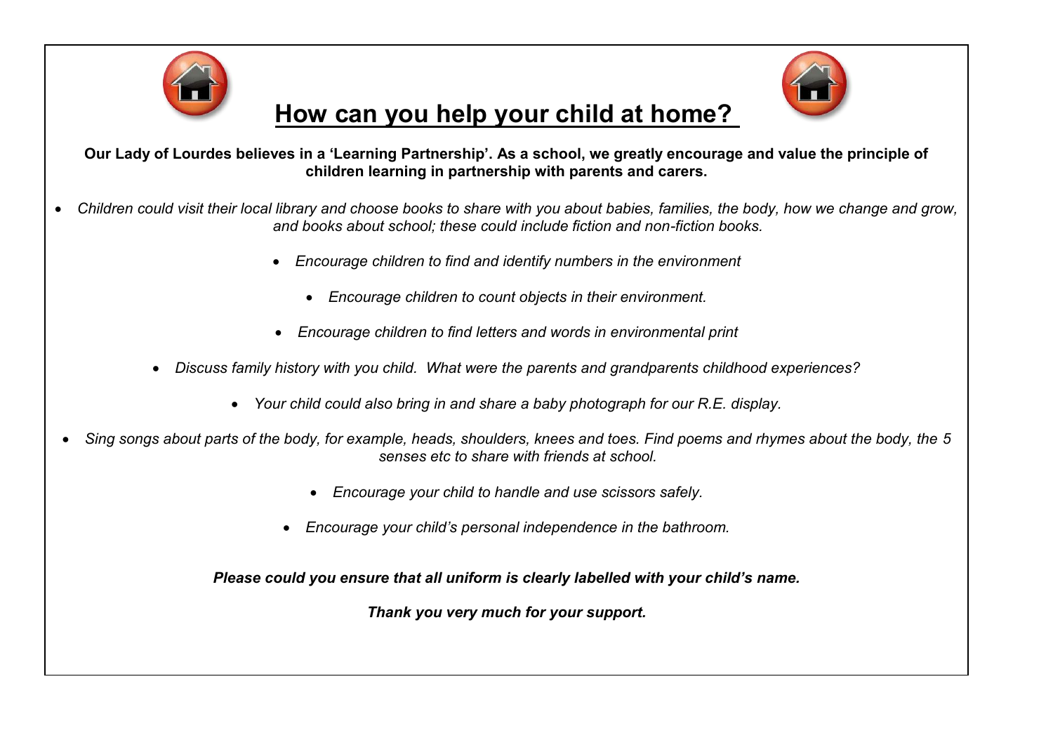# How can you help your child at home?

**Our Lady of Lourdes believes in a 'Learning Partnership'. As a school, we greatly encourage and value the principle of children learning in partnership with parents and carers.**

- *Children could visit their local library and choose books to share with you about babies, families, the body, how we change and grow, and books about school; these could include fiction and non-fiction books.*
- *Encourage children to find and identify numbers in the environment*
- *Encourage children to count objects in their environment.*
- *Encourage children to find letters and words in environmental print*
- *Discuss family history with you child. What were the parents and grandparents childhood experiences?*
- *Your child could also bring in and share a baby photograph for our R.E. display.*
- *Sing songs about parts of the body, for example, heads, shoulders, knees and toes. Find poems and rhymes about the body, the 5 senses etc to share with friends at school.*
- *Encourage your child to handle and use scissors safely.*
- *Encourage your child's personal independence in the bathroom.*

***Please could you ensure that all uniform is clearly labelled with your child's name.***

***Thank you very much for your support.***